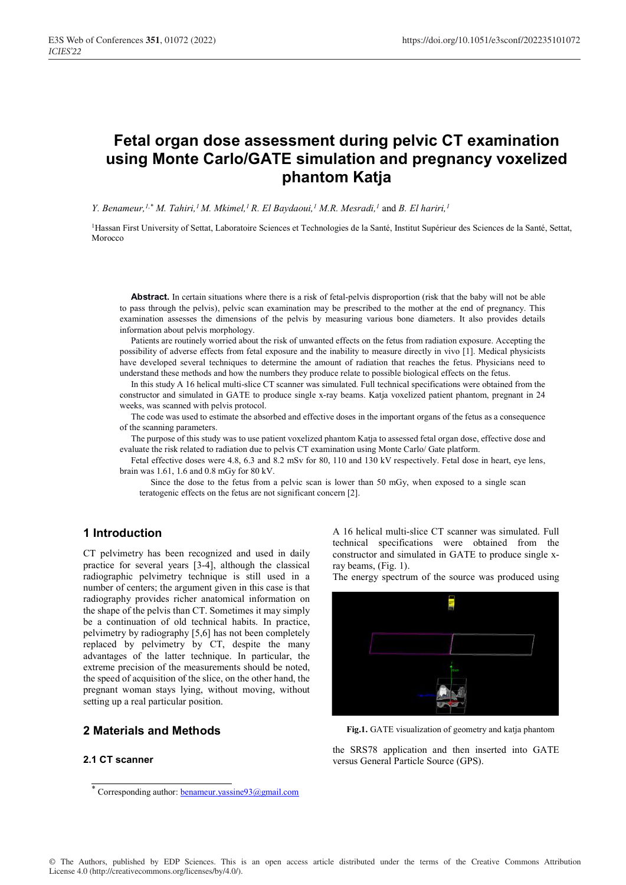# Fetal organ dose assessment during pelvic CT examination using Monte Carlo/GATE simulation and pregnancy voxelized phantom Katja

*Y. Benameur,[1,*] M. Tahiri,[1] M. Mkimel,[1] R. El Baydaoui,[1] M.R. Mesradi,[1]* and *B. El hariri,[1]*

[1]Hassan First University of Settat, Laboratoire Sciences et Technologies de la Santé, Institut Supérieur des Sciences de la Santé, Settat, Morocco

**Abstract.** In certain situations where there is a risk of fetal-pelvis disproportion (risk that the baby will not be able to pass through the pelvis), pelvic scan examination may be prescribed to the mother at the end of pregnancy. This examination assesses the dimensions of the pelvis by measuring various bone diameters. It also provides details information about pelvis morphology.

Patients are routinely worried about the risk of unwanted effects on the fetus from radiation exposure. Accepting the possibility of adverse effects from fetal exposure and the inability to measure directly in vivo [1]. Medical physicists have developed several techniques to determine the amount of radiation that reaches the fetus. Physicians need to understand these methods and how the numbers they produce relate to possible biological effects on the fetus.

In this study A 16 helical multi-slice CT scanner was simulated. Full technical specifications were obtained from the constructor and simulated in GATE to produce single x-ray beams. Katja voxelized patient phantom, pregnant in 24 weeks, was scanned with pelvis protocol.

The code was used to estimate the absorbed and effective doses in the important organs of the fetus as a consequence of the scanning parameters.

The purpose of this study was to use patient voxelized phantom Katja to assessed fetal organ dose, effective dose and evaluate the risk related to radiation due to pelvis CT examination using Monte Carlo/ Gate platform.

Fetal effective doses were 4.8, 6.3 and 8.2 mSv for 80, 110 and 130 kV respectively. Fetal dose in heart, eye lens, brain was 1.61, 1.6 and 0.8 mGy for 80 kV.

Since the dose to the fetus from a pelvic scan is lower than 50 mGy, when exposed to a single scan teratogenic effects on the fetus are not significant concern [2].

## 1 Introduction

CT pelvimetry has been recognized and used in daily practice for several years [3-4], although the classical radiographic pelvimetry technique is still used in a number of centers; the argument given in this case is that radiography provides richer anatomical information on the shape of the pelvis than CT. Sometimes it may simply be a continuation of old technical habits. In practice, pelvimetry by radiography [5,6] has not been completely replaced by pelvimetry by CT, despite the many advantages of the latter technique. In particular, the extreme precision of the measurements should be noted, the speed of acquisition of the slice, on the other hand, the pregnant woman stays lying, without moving, without setting up a real particular position.

## 2 Materials and Methods

### 2.1 CT scanner

A 16 helical multi-slice CT scanner was simulated. Full technical specifications were obtained from the constructor and simulated in GATE to produce single x-ray beams, (Fig. 1).

The energy spectrum of the source was produced using

**Fig.1.** GATE visualization of geometry and katja phantom

the SRS78 application and then inserted into GATE versus General Particle Source (GPS).

* Corresponding author: benameur.yassine93@gmail.com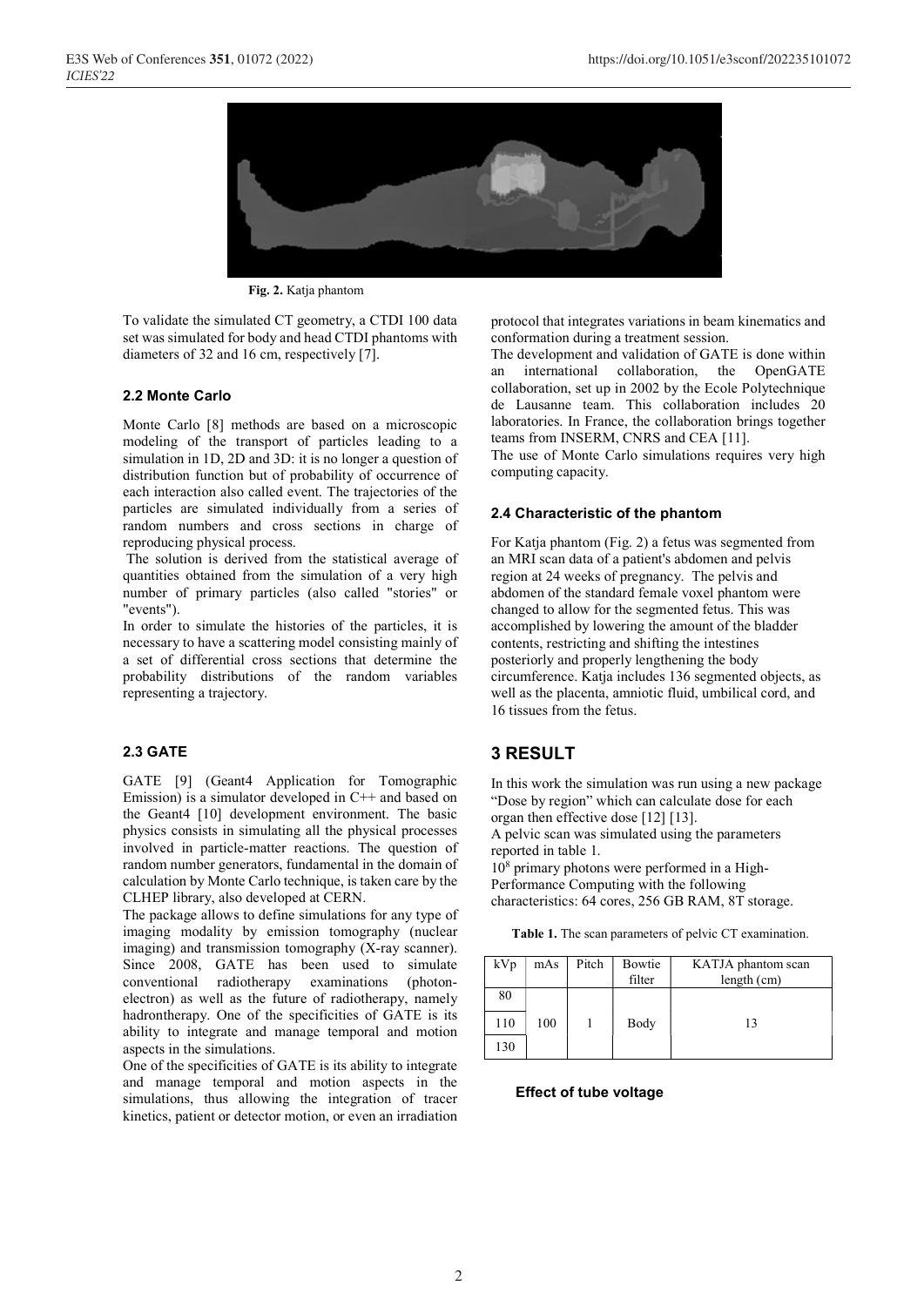**Fig. 2.** Katja phantom

To validate the simulated CT geometry, a CTDI 100 data set was simulated for body and head CTDI phantoms with diameters of 32 and 16 cm, respectively [7].

### 2.2 Monte Carlo

Monte Carlo [8] methods are based on a microscopic modeling of the transport of particles leading to a simulation in 1D, 2D and 3D: it is no longer a question of distribution function but of probability of occurrence of each interaction also called event. The trajectories of the particles are simulated individually from a series of random numbers and cross sections in charge of reproducing physical process.

The solution is derived from the statistical average of quantities obtained from the simulation of a very high number of primary particles (also called "stories" or "events").

In order to simulate the histories of the particles, it is necessary to have a scattering model consisting mainly of a set of differential cross sections that determine the probability distributions of the random variables representing a trajectory.

### 2.3 GATE

GATE [9] (Geant4 Application for Tomographic Emission) is a simulator developed in C++ and based on the Geant4 [10] development environment. The basic physics consists in simulating all the physical processes involved in particle-matter reactions. The question of random number generators, fundamental in the domain of calculation by Monte Carlo technique, is taken care by the CLHEP library, also developed at CERN.

The package allows to define simulations for any type of imaging modality by emission tomography (nuclear imaging) and transmission tomography (X-ray scanner). Since 2008, GATE has been used to simulate conventional radiotherapy examinations (photon-electron) as well as the future of radiotherapy, namely hadrontherapy. One of the specificities of GATE is its ability to integrate and manage temporal and motion aspects in the simulations.

One of the specificities of GATE is its ability to integrate and manage temporal and motion aspects in the simulations, thus allowing the integration of tracer kinetics, patient or detector motion, or even an irradiation protocol that integrates variations in beam kinematics and conformation during a treatment session.

The development and validation of GATE is done within an international collaboration, the OpenGATE collaboration, set up in 2002 by the Ecole Polytechnique de Lausanne team. This collaboration includes 20 laboratories. In France, the collaboration brings together teams from INSERM, CNRS and CEA [11].

The use of Monte Carlo simulations requires very high computing capacity.

### 2.4 Characteristic of the phantom

For Katja phantom (Fig. 2) a fetus was segmented from an MRI scan data of a patient's abdomen and pelvis region at 24 weeks of pregnancy. The pelvis and abdomen of the standard female voxel phantom were changed to allow for the segmented fetus. This was accomplished by lowering the amount of the bladder contents, restricting and shifting the intestines posteriorly and properly lengthening the body circumference. Katja includes 136 segmented objects, as well as the placenta, amniotic fluid, umbilical cord, and 16 tissues from the fetus.

## 3 RESULT

In this work the simulation was run using a new package "Dose by region" which can calculate dose for each organ then effective dose [12] [13].

A pelvic scan was simulated using the parameters reported in table 1.

$10^8$ primary photons were performed in a High-Performance Computing with the following characteristics: 64 cores, 256 GB RAM, 8T storage.

**Table 1.** The scan parameters of pelvic CT examination.

| kVp | mAs | Pitch | Bowtie filter | KATJA phantom scan length (cm) |
|---|---|---|---|---|
| 80 | | | | |
| 110 | 100 | 1 | Body | 13 |
| 130 | | | | |

**Effect of tube voltage**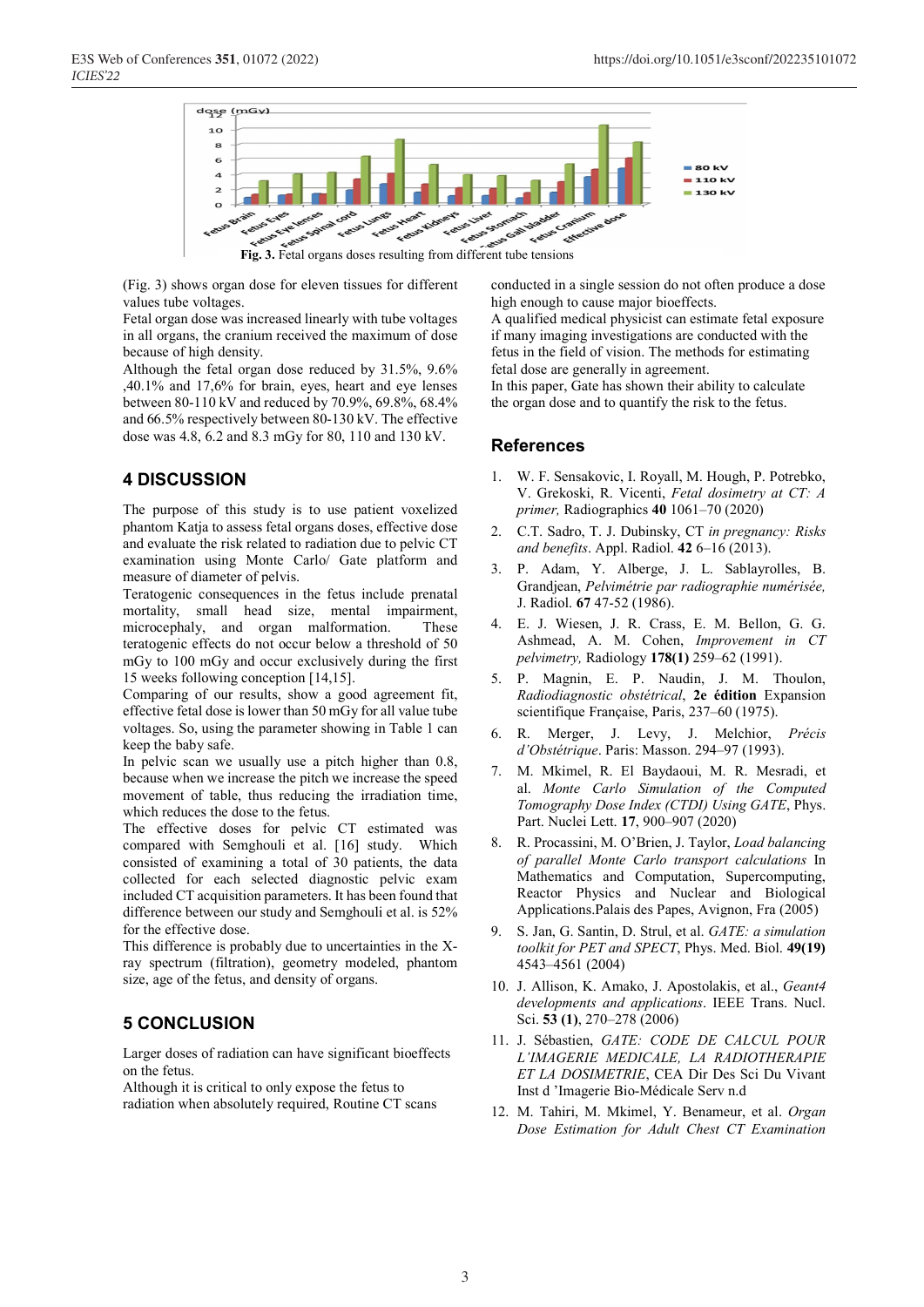Fig. 3. Fetal organs doses resulting from different tube tensions

(Fig. 3) shows organ dose for eleven tissues for different values tube voltages.

Fetal organ dose was increased linearly with tube voltages in all organs, the cranium received the maximum of dose because of high density.

Although the fetal organ dose reduced by 31.5%, 9.6% ,40.1% and 17,6% for brain, eyes, heart and eye lenses between 80-110 kV and reduced by 70.9%, 69.8%, 68.4% and 66.5% respectively between 80-130 kV. The effective dose was 4.8, 6.2 and 8.3 mGy for 80, 110 and 130 kV.

## 4 DISCUSSION

The purpose of this study is to use patient voxelized phantom Katja to assess fetal organs doses, effective dose and evaluate the risk related to radiation due to pelvic CT examination using Monte Carlo/ Gate platform and measure of diameter of pelvis.

Teratogenic consequences in the fetus include prenatal mortality, small head size, mental impairment, microcephaly, and organ malformation. These teratogenic effects do not occur below a threshold of 50 mGy to 100 mGy and occur exclusively during the first 15 weeks following conception [14,15].

Comparing of our results, show a good agreement fit, effective fetal dose is lower than 50 mGy for all value tube voltages. So, using the parameter showing in Table 1 can keep the baby safe.

In pelvic scan we usually use a pitch higher than 0.8, because when we increase the pitch we increase the speed movement of table, thus reducing the irradiation time, which reduces the dose to the fetus.

The effective doses for pelvic CT estimated was compared with Semghouli et al. [16] study. Which consisted of examining a total of 30 patients, the data collected for each selected diagnostic pelvic exam included CT acquisition parameters. It has been found that difference between our study and Semghouli et al. is 52% for the effective dose.

This difference is probably due to uncertainties in the X-ray spectrum (filtration), geometry modeled, phantom size, age of the fetus, and density of organs.

## 5 CONCLUSION

Larger doses of radiation can have significant bioeffects on the fetus.

Although it is critical to only expose the fetus to radiation when absolutely required, Routine CT scans conducted in a single session do not often produce a dose high enough to cause major bioeffects.

A qualified medical physicist can estimate fetal exposure if many imaging investigations are conducted with the fetus in the field of vision. The methods for estimating fetal dose are generally in agreement.

In this paper, Gate has shown their ability to calculate the organ dose and to quantify the risk to the fetus.

## References

1. W. F. Sensakovic, I. Royall, M. Hough, P. Potrebko, V. Grekoski, R. Vicenti, *Fetal dosimetry at CT: A primer,* Radiographics **40** 1061–70 (2020)
2. C.T. Sadro, T. J. Dubinsky, CT *in pregnancy: Risks and benefits*. Appl. Radiol. **42** 6–16 (2013).
3. P. Adam, Y. Alberge, J. L. Sablayrolles, B. Grandjean, *Pelvimétrie par radiographie numérisée,* J. Radiol. **67** 47-52 (1986).
4. E. J. Wiesen, J. R. Crass, E. M. Bellon, G. G. Ashmead, A. M. Cohen, *Improvement in CT pelvimetry,* Radiology **178(1)** 259–62 (1991).
5. P. Magnin, E. P. Naudin, J. M. Thoulon, *Radiodiagnostic obstétrical*, **2e édition** Expansion scientifique Française, Paris, 237–60 (1975).
6. R. Merger, J. Levy, J. Melchior, *Précis d'Obstétrique*. Paris: Masson. 294–97 (1993).
7. M. Mkimel, R. El Baydaoui, M. R. Mesradi, et al. *Monte Carlo Simulation of the Computed Tomography Dose Index (CTDI) Using GATE*, Phys. Part. Nuclei Lett. **17**, 900–907 (2020)
8. R. Procassini, M. O'Brien, J. Taylor, *Load balancing of parallel Monte Carlo transport calculations* In Mathematics and Computation, Supercomputing, Reactor Physics and Nuclear and Biological Applications.Palais des Papes, Avignon, Fra (2005)
9. S. Jan, G. Santin, D. Strul, et al. *GATE: a simulation toolkit for PET and SPECT*, Phys. Med. Biol. **49(19)** 4543–4561 (2004)
10. J. Allison, K. Amako, J. Apostolakis, et al., *Geant4 developments and applications*. IEEE Trans. Nucl. Sci. **53 (1)**, 270–278 (2006)
11. J. Sébastien, *GATE: CODE DE CALCUL POUR L'IMAGERIE MEDICALE, LA RADIOTHERAPIE ET LA DOSIMETRIE*, CEA Dir Des Sci Du Vivant Inst d 'Imagerie Bio-Médicale Serv n.d
12. M. Tahiri, M. Mkimel, Y. Benameur, et al. *Organ Dose Estimation for Adult Chest CT Examination*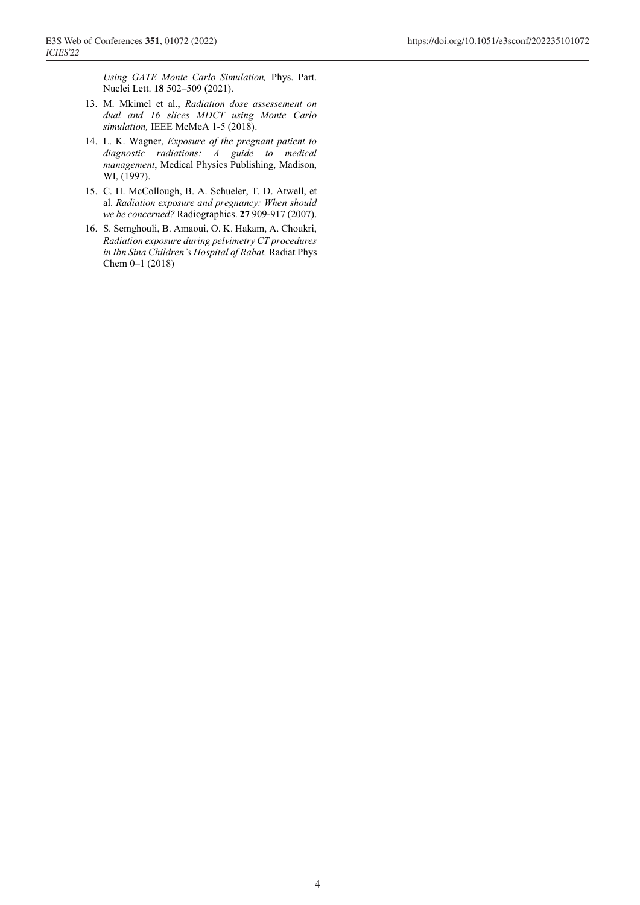*Using GATE Monte Carlo Simulation,* Phys. Part. Nuclei Lett. **18** 502–509 (2021).

13. M. Mkimel et al., *Radiation dose assessement on dual and 16 slices MDCT using Monte Carlo simulation,* IEEE MeMeA 1-5 (2018).
14. L. K. Wagner, *Exposure of the pregnant patient to diagnostic radiations: A guide to medical management*, Medical Physics Publishing, Madison, WI, (1997).
15. C. H. McCollough, B. A. Schueler, T. D. Atwell, et al. *Radiation exposure and pregnancy: When should we be concerned?* Radiographics. **27** 909-917 (2007).
16. S. Semghouli, B. Amaoui, O. K. Hakam, A. Choukri, *Radiation exposure during pelvimetry CT procedures in Ibn Sina Children's Hospital of Rabat,* Radiat Phys Chem 0–1 (2018)